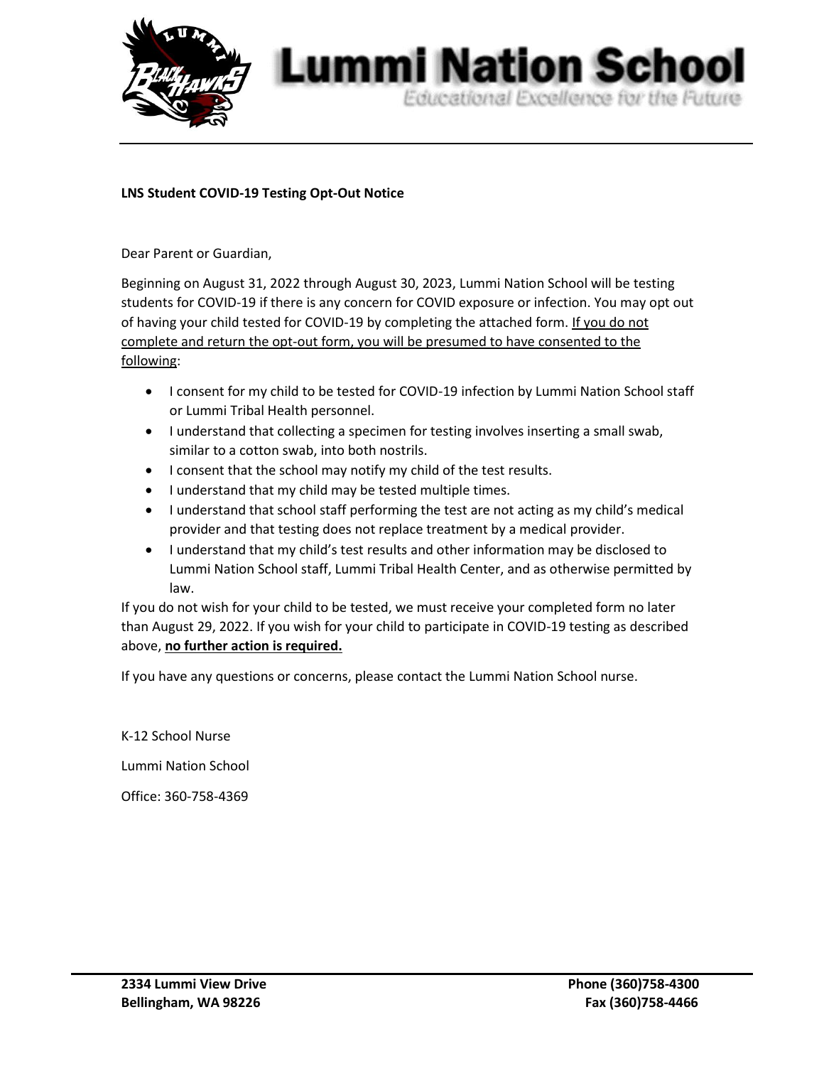# Lummi Nation School

*Educational Excellence for the Future*

**LNS Student COVID-19 Testing Opt-Out Notice**

Dear Parent or Guardian,

Beginning on August 31, 2022 through August 30, 2023, Lummi Nation School will be testing students for COVID-19 if there is any concern for COVID exposure or infection. You may opt out of having your child tested for COVID-19 by completing the attached form. If you do not complete and return the opt-out form, you will be presumed to have consented to the following:

- I consent for my child to be tested for COVID-19 infection by Lummi Nation School staff or Lummi Tribal Health personnel.
- I understand that collecting a specimen for testing involves inserting a small swab, similar to a cotton swab, into both nostrils.
- I consent that the school may notify my child of the test results.
- I understand that my child may be tested multiple times.
- I understand that school staff performing the test are not acting as my child's medical provider and that testing does not replace treatment by a medical provider.
- I understand that my child's test results and other information may be disclosed to Lummi Nation School staff, Lummi Tribal Health Center, and as otherwise permitted by law.

If you do not wish for your child to be tested, we must receive your completed form no later than August 29, 2022. If you wish for your child to participate in COVID-19 testing as described above, **no further action is required.**

If you have any questions or concerns, please contact the Lummi Nation School nurse.

K-12 School Nurse

Lummi Nation School

Office: 360-758-4369

**2334 Lummi View Drive**
**Bellingham, WA 98226**

**Phone (360)758-4300**
**Fax (360)758-4466**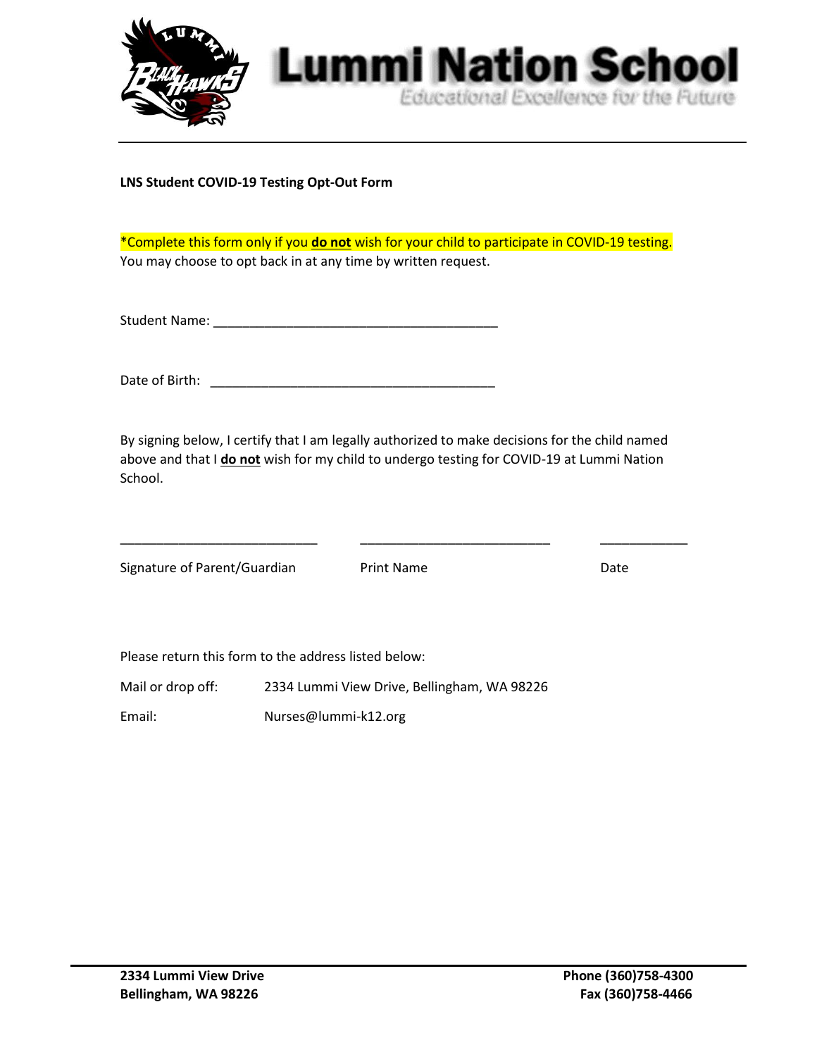# Lummi Nation School

*Educational Excellence for the Future*

**LNS Student COVID-19 Testing Opt-Out Form**

*Complete this form only if you **do not** wish for your child to participate in COVID-19 testing. You may choose to opt back in at any time by written request.

Student Name: ________________________________________

Date of Birth: ________________________________________

By signing below, I certify that I am legally authorized to make decisions for the child named above and that I **do not** wish for my child to undergo testing for COVID-19 at Lummi Nation School.

| | | |
|---|---|---|
| ___________________________ | ___________________________ | ____________ |
| Signature of Parent/Guardian | Print Name | Date |

Please return this form to the address listed below:

Mail or drop off: 2334 Lummi View Drive, Bellingham, WA 98226

Email: Nurses@lummi-k12.org

**2334 Lummi View Drive**
**Bellingham, WA 98226**

**Phone (360)758-4300**
**Fax (360)758-4466**